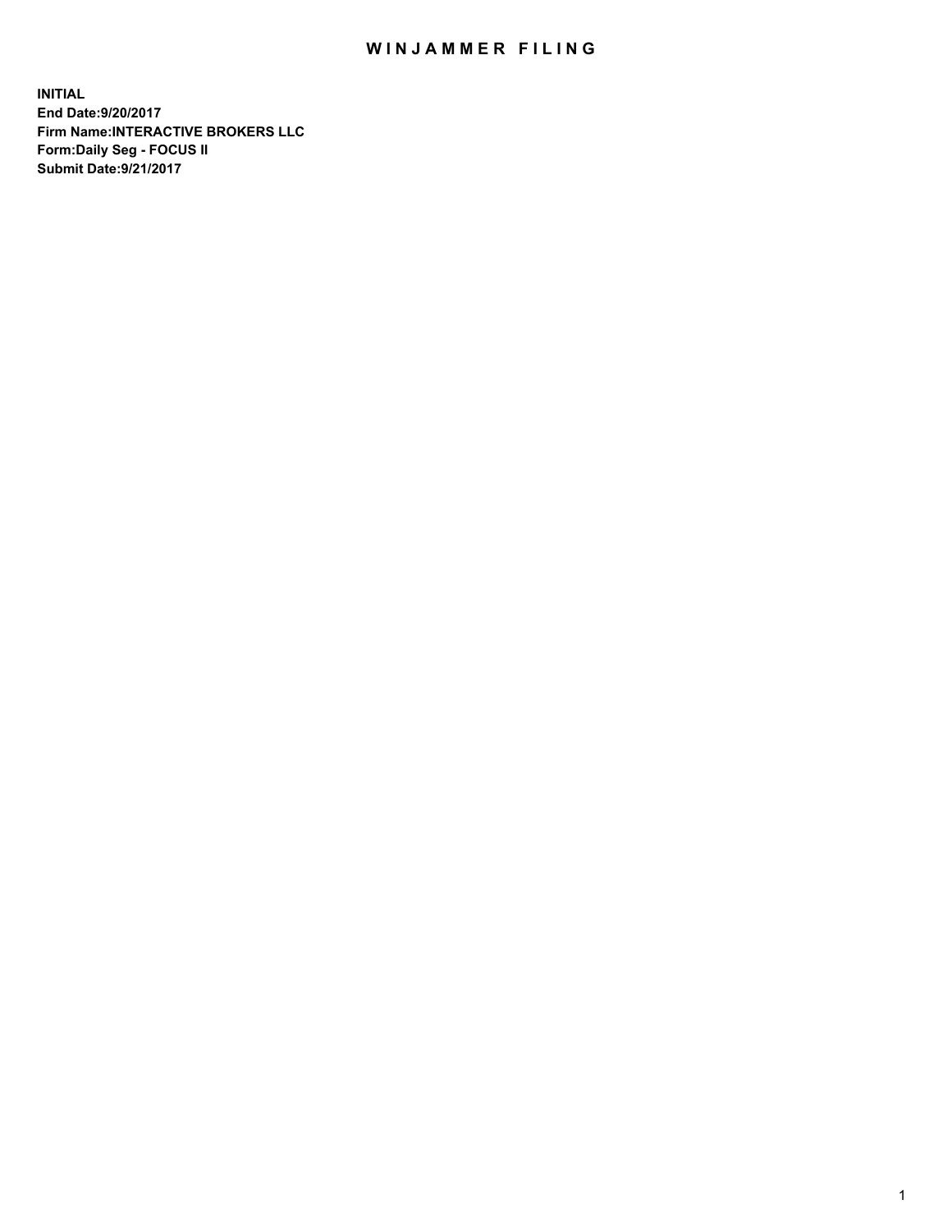# WINJAMMER FILING

**INITIAL**
**End Date:9/20/2017**
**Firm Name:INTERACTIVE BROKERS LLC**
**Form:Daily Seg - FOCUS II**
**Submit Date:9/21/2017**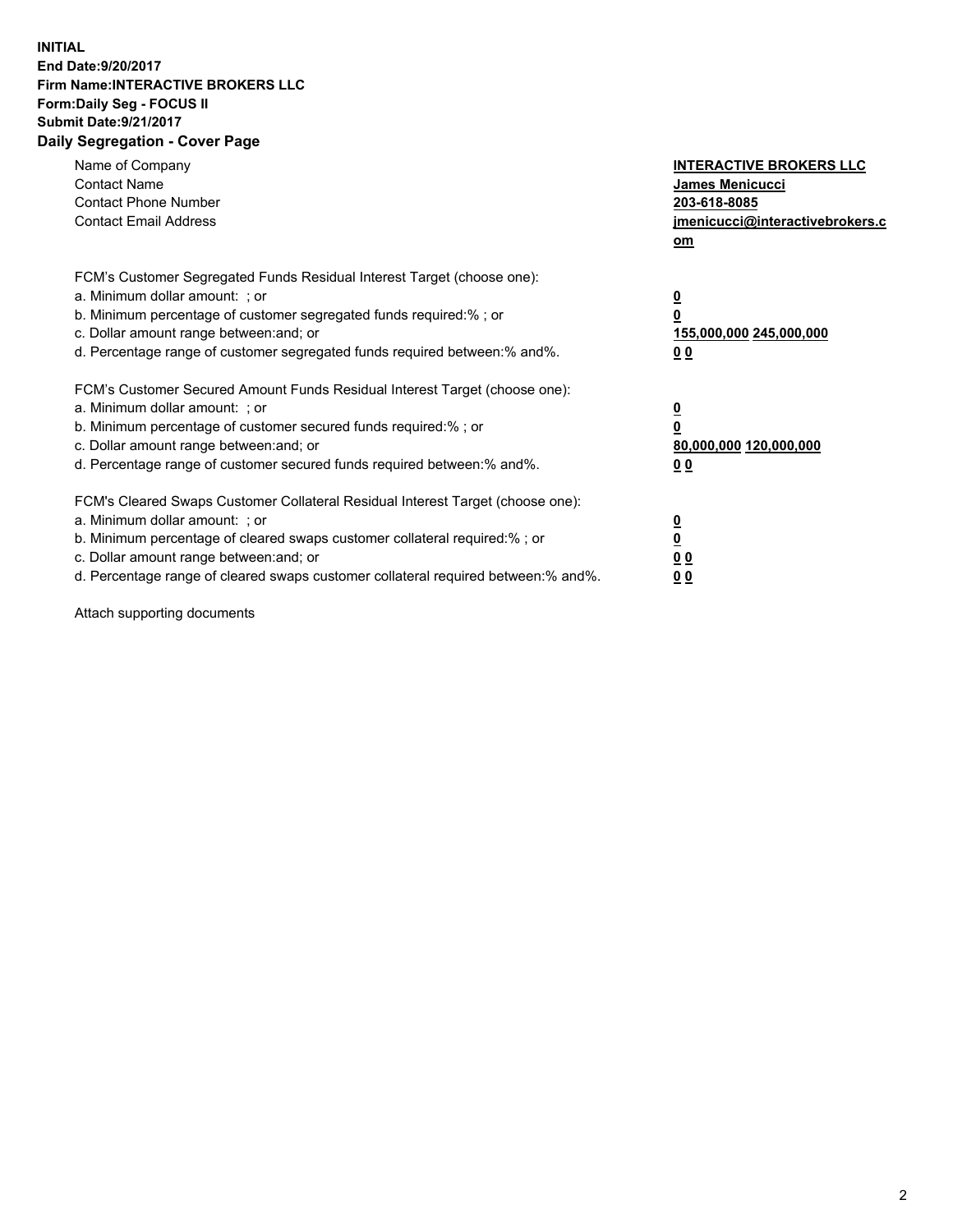**INITIAL**
**End Date:9/20/2017**
**Firm Name:INTERACTIVE BROKERS LLC**
**Form:Daily Seg - FOCUS II**
**Submit Date:9/21/2017**

## Daily Segregation - Cover Page

| | |
|---|---|
| Name of Company | **INTERACTIVE BROKERS LLC** |
| Contact Name | **James Menicucci** |
| Contact Phone Number | **203-618-8085** |
| Contact Email Address | **jmenicucci@interactivebrokers.com** |

FCM's Customer Segregated Funds Residual Interest Target (choose one):

| | |
|---|---|
| a. Minimum dollar amount: ; or | **0** |
| b. Minimum percentage of customer segregated funds required:% ; or | **0** |
| c. Dollar amount range between:and; or | **155,000,000 245,000,000** |
| d. Percentage range of customer segregated funds required between:% and%. | **0 0** |

FCM's Customer Secured Amount Funds Residual Interest Target (choose one):

| | |
|---|---|
| a. Minimum dollar amount: ; or | **0** |
| b. Minimum percentage of customer secured funds required:% ; or | **0** |
| c. Dollar amount range between:and; or | **80,000,000 120,000,000** |
| d. Percentage range of customer secured funds required between:% and%. | **0 0** |

FCM's Cleared Swaps Customer Collateral Residual Interest Target (choose one):

| | |
|---|---|
| a. Minimum dollar amount: ; or | **0** |
| b. Minimum percentage of cleared swaps customer collateral required:% ; or | **0** |
| c. Dollar amount range between:and; or | **0 0** |
| d. Percentage range of cleared swaps customer collateral required between:% and%. | **0 0** |

Attach supporting documents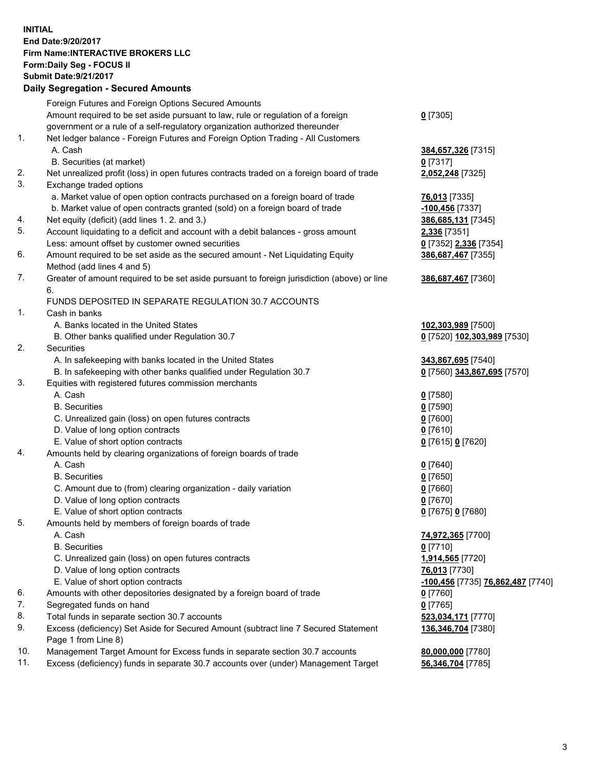**INITIAL**
**End Date:9/20/2017**
**Firm Name:INTERACTIVE BROKERS LLC**
**Form:Daily Seg - FOCUS II**
**Submit Date:9/21/2017**

## Daily Segregation - Secured Amounts

| | | |
|---|---|---|
| | Foreign Futures and Foreign Options Secured Amounts | |
| | Amount required to be set aside pursuant to law, rule or regulation of a foreign government or a rule of a self-regulatory organization authorized thereunder | **0** [7305] |
| 1. | Net ledger balance - Foreign Futures and Foreign Option Trading - All Customers | |
| | A. Cash | **384,657,326** [7315] |
| | B. Securities (at market) | **0** [7317] |
| 2. | Net unrealized profit (loss) in open futures contracts traded on a foreign board of trade | **2,052,248** [7325] |
| 3. | Exchange traded options | |
| | a. Market value of open option contracts purchased on a foreign board of trade | **76,013** [7335] |
| | b. Market value of open contracts granted (sold) on a foreign board of trade | **-100,456** [7337] |
| 4. | Net equity (deficit) (add lines 1. 2. and 3.) | **386,685,131** [7345] |
| 5. | Account liquidating to a deficit and account with a debit balances - gross amount | **2,336** [7351] |
| | Less: amount offset by customer owned securities | **0** [7352] **2,336** [7354] |
| 6. | Amount required to be set aside as the secured amount - Net Liquidating Equity Method (add lines 4 and 5) | **386,687,467** [7355] |
| 7. | Greater of amount required to be set aside pursuant to foreign jurisdiction (above) or line 6. | **386,687,467** [7360] |
| | FUNDS DEPOSITED IN SEPARATE REGULATION 30.7 ACCOUNTS | |
| 1. | Cash in banks | |
| | A. Banks located in the United States | **102,303,989** [7500] |
| | B. Other banks qualified under Regulation 30.7 | **0** [7520] **102,303,989** [7530] |
| 2. | Securities | |
| | A. In safekeeping with banks located in the United States | **343,867,695** [7540] |
| | B. In safekeeping with other banks qualified under Regulation 30.7 | **0** [7560] **343,867,695** [7570] |
| 3. | Equities with registered futures commission merchants | |
| | A. Cash | **0** [7580] |
| | B. Securities | **0** [7590] |
| | C. Unrealized gain (loss) on open futures contracts | **0** [7600] |
| | D. Value of long option contracts | **0** [7610] |
| | E. Value of short option contracts | **0** [7615] **0** [7620] |
| 4. | Amounts held by clearing organizations of foreign boards of trade | |
| | A. Cash | **0** [7640] |
| | B. Securities | **0** [7650] |
| | C. Amount due to (from) clearing organization - daily variation | **0** [7660] |
| | D. Value of long option contracts | **0** [7670] |
| | E. Value of short option contracts | **0** [7675] **0** [7680] |
| 5. | Amounts held by members of foreign boards of trade | |
| | A. Cash | **74,972,365** [7700] |
| | B. Securities | **0** [7710] |
| | C. Unrealized gain (loss) on open futures contracts | **1,914,565** [7720] |
| | D. Value of long option contracts | **76,013** [7730] |
| | E. Value of short option contracts | **-100,456** [7735] **76,862,487** [7740] |
| 6. | Amounts with other depositories designated by a foreign board of trade | **0** [7760] |
| 7. | Segregated funds on hand | **0** [7765] |
| 8. | Total funds in separate section 30.7 accounts | **523,034,171** [7770] |
| 9. | Excess (deficiency) Set Aside for Secured Amount (subtract line 7 Secured Statement Page 1 from Line 8) | **136,346,704** [7380] |
| 10. | Management Target Amount for Excess funds in separate section 30.7 accounts | **80,000,000** [7780] |
| 11. | Excess (deficiency) funds in separate 30.7 accounts over (under) Management Target | **56,346,704** [7785] |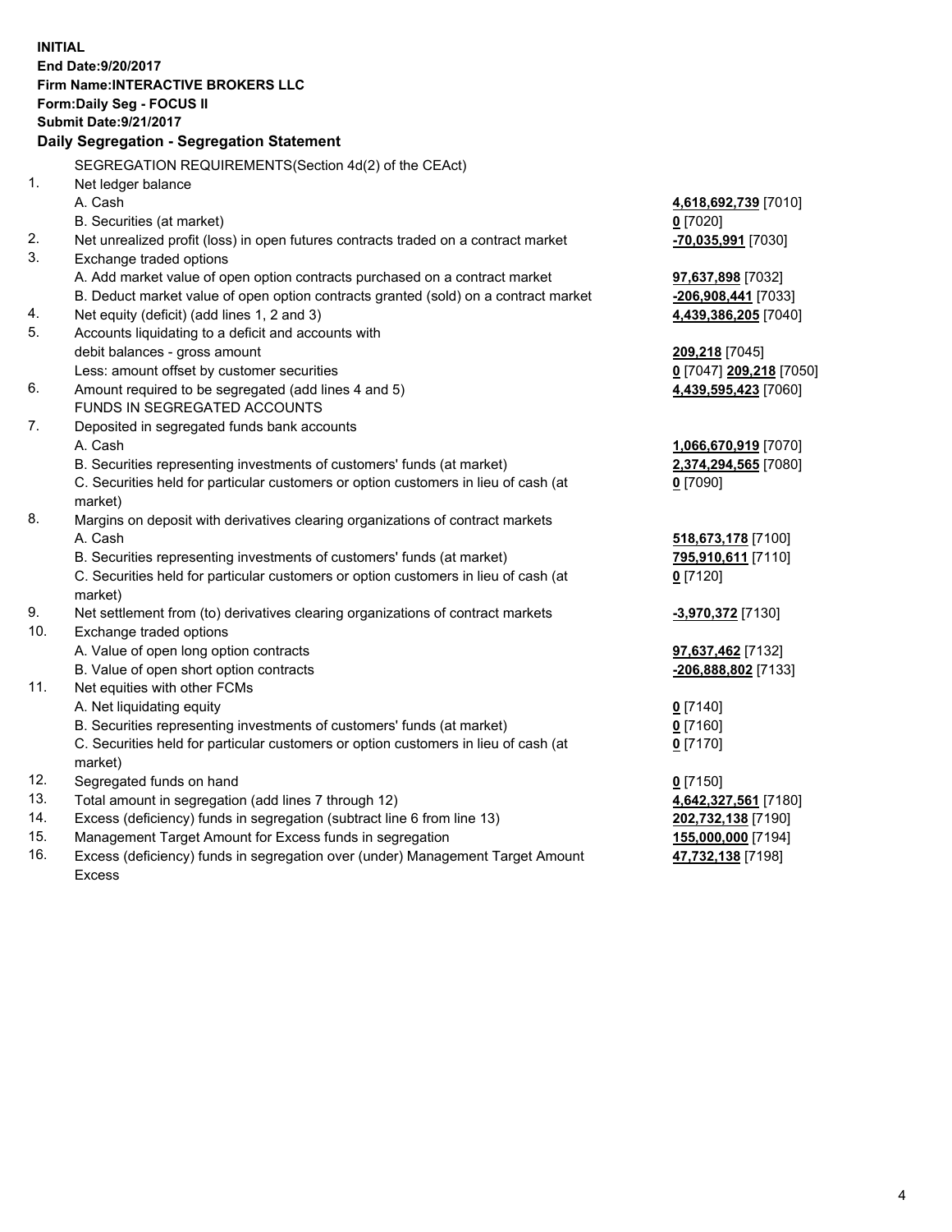**INITIAL**
**End Date:9/20/2017**
**Firm Name:INTERACTIVE BROKERS LLC**
**Form:Daily Seg - FOCUS II**
**Submit Date:9/21/2017**

## Daily Segregation - Segregation Statement

SEGREGATION REQUIREMENTS(Section 4d(2) of the CEAct)

| | | |
|---|---|---|
| 1. | Net ledger balance | |
| | A. Cash | **4,618,692,739** [7010] |
| | B. Securities (at market) | **0** [7020] |
| 2. | Net unrealized profit (loss) in open futures contracts traded on a contract market | **-70,035,991** [7030] |
| 3. | Exchange traded options | |
| | A. Add market value of open option contracts purchased on a contract market | **97,637,898** [7032] |
| | B. Deduct market value of open option contracts granted (sold) on a contract market | **-206,908,441** [7033] |
| 4. | Net equity (deficit) (add lines 1, 2 and 3) | **4,439,386,205** [7040] |
| 5. | Accounts liquidating to a deficit and accounts with debit balances - gross amount | **209,218** [7045] |
| | Less: amount offset by customer securities | **0** [7047] **209,218** [7050] |
| 6. | Amount required to be segregated (add lines 4 and 5) | **4,439,595,423** [7060] |
| | FUNDS IN SEGREGATED ACCOUNTS | |
| 7. | Deposited in segregated funds bank accounts | |
| | A. Cash | **1,066,670,919** [7070] |
| | B. Securities representing investments of customers' funds (at market) | **2,374,294,565** [7080] |
| | C. Securities held for particular customers or option customers in lieu of cash (at market) | **0** [7090] |
| 8. | Margins on deposit with derivatives clearing organizations of contract markets | |
| | A. Cash | **518,673,178** [7100] |
| | B. Securities representing investments of customers' funds (at market) | **795,910,611** [7110] |
| | C. Securities held for particular customers or option customers in lieu of cash (at market) | **0** [7120] |
| 9. | Net settlement from (to) derivatives clearing organizations of contract markets | **-3,970,372** [7130] |
| 10. | Exchange traded options | |
| | A. Value of open long option contracts | **97,637,462** [7132] |
| | B. Value of open short option contracts | **-206,888,802** [7133] |
| 11. | Net equities with other FCMs | |
| | A. Net liquidating equity | **0** [7140] |
| | B. Securities representing investments of customers' funds (at market) | **0** [7160] |
| | C. Securities held for particular customers or option customers in lieu of cash (at market) | **0** [7170] |
| 12. | Segregated funds on hand | **0** [7150] |
| 13. | Total amount in segregation (add lines 7 through 12) | **4,642,327,561** [7180] |
| 14. | Excess (deficiency) funds in segregation (subtract line 6 from line 13) | **202,732,138** [7190] |
| 15. | Management Target Amount for Excess funds in segregation | **155,000,000** [7194] |
| 16. | Excess (deficiency) funds in segregation over (under) Management Target Amount Excess | **47,732,138** [7198] |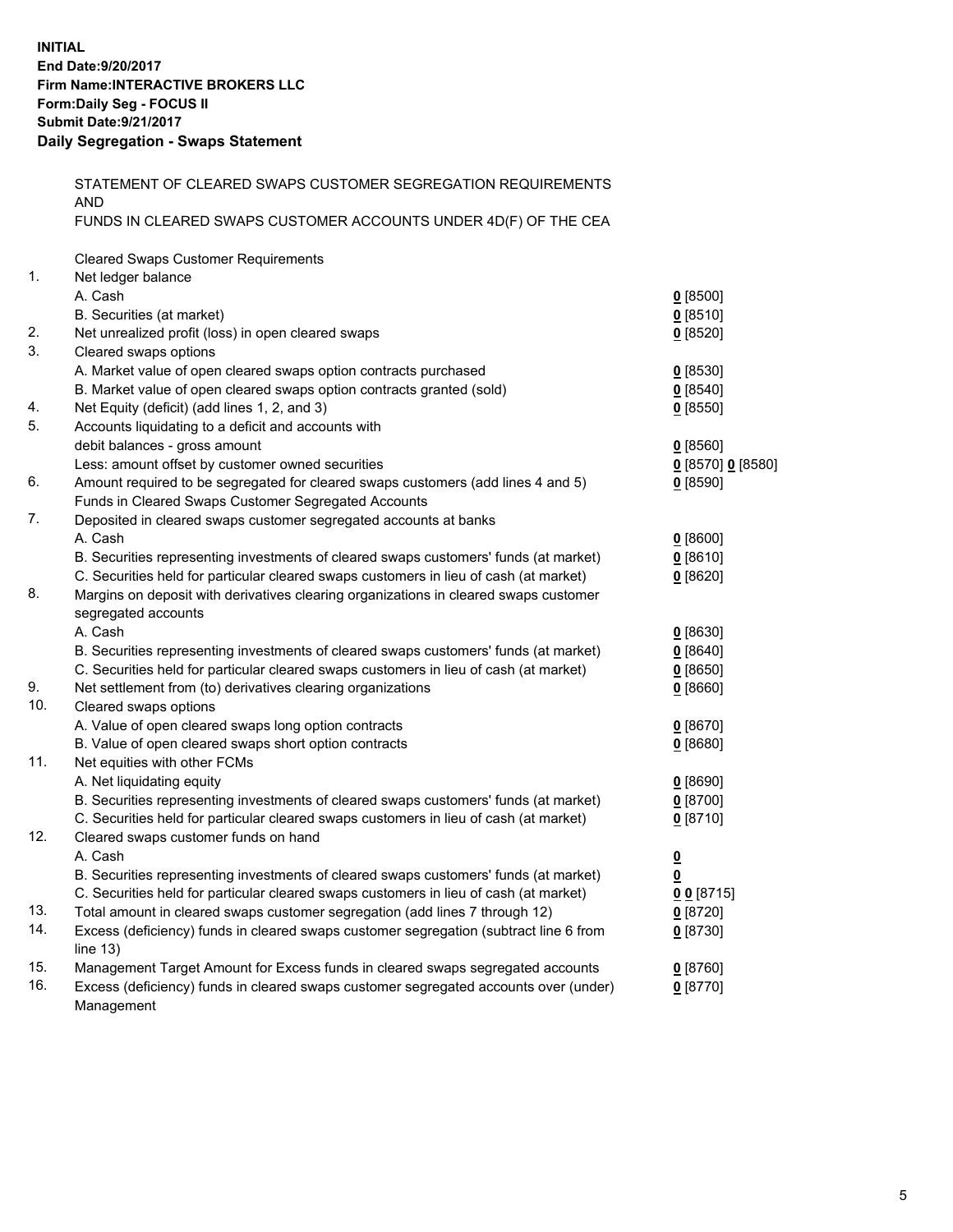**INITIAL**
**End Date:9/20/2017**
**Firm Name:INTERACTIVE BROKERS LLC**
**Form:Daily Seg - FOCUS II**
**Submit Date:9/21/2017**
**Daily Segregation - Swaps Statement**

STATEMENT OF CLEARED SWAPS CUSTOMER SEGREGATION REQUIREMENTS AND FUNDS IN CLEARED SWAPS CUSTOMER ACCOUNTS UNDER 4D(F) OF THE CEA

| | | |
|---|---|---|
| | Cleared Swaps Customer Requirements | |
| 1. | Net ledger balance | |
| | A. Cash | 0 [8500] |
| | B. Securities (at market) | 0 [8510] |
| 2. | Net unrealized profit (loss) in open cleared swaps | 0 [8520] |
| 3. | Cleared swaps options | |
| | A. Market value of open cleared swaps option contracts purchased | 0 [8530] |
| | B. Market value of open cleared swaps option contracts granted (sold) | 0 [8540] |
| 4. | Net Equity (deficit) (add lines 1, 2, and 3) | 0 [8550] |
| 5. | Accounts liquidating to a deficit and accounts with debit balances - gross amount | 0 [8560] |
| | Less: amount offset by customer owned securities | 0 [8570] 0 [8580] |
| 6. | Amount required to be segregated for cleared swaps customers (add lines 4 and 5) | 0 [8590] |
| | Funds in Cleared Swaps Customer Segregated Accounts | |
| 7. | Deposited in cleared swaps customer segregated accounts at banks | |
| | A. Cash | 0 [8600] |
| | B. Securities representing investments of cleared swaps customers' funds (at market) | 0 [8610] |
| | C. Securities held for particular cleared swaps customers in lieu of cash (at market) | 0 [8620] |
| 8. | Margins on deposit with derivatives clearing organizations in cleared swaps customer segregated accounts | |
| | A. Cash | 0 [8630] |
| | B. Securities representing investments of cleared swaps customers' funds (at market) | 0 [8640] |
| | C. Securities held for particular cleared swaps customers in lieu of cash (at market) | 0 [8650] |
| 9. | Net settlement from (to) derivatives clearing organizations | 0 [8660] |
| 10. | Cleared swaps options | |
| | A. Value of open cleared swaps long option contracts | 0 [8670] |
| | B. Value of open cleared swaps short option contracts | 0 [8680] |
| 11. | Net equities with other FCMs | |
| | A. Net liquidating equity | 0 [8690] |
| | B. Securities representing investments of cleared swaps customers' funds (at market) | 0 [8700] |
| | C. Securities held for particular cleared swaps customers in lieu of cash (at market) | 0 [8710] |
| 12. | Cleared swaps customer funds on hand | |
| | A. Cash | 0 |
| | B. Securities representing investments of cleared swaps customers' funds (at market) | 0 |
| | C. Securities held for particular cleared swaps customers in lieu of cash (at market) | 0 0 [8715] |
| 13. | Total amount in cleared swaps customer segregation (add lines 7 through 12) | 0 [8720] |
| 14. | Excess (deficiency) funds in cleared swaps customer segregation (subtract line 6 from line 13) | 0 [8730] |
| 15. | Management Target Amount for Excess funds in cleared swaps segregated accounts | 0 [8760] |
| 16. | Excess (deficiency) funds in cleared swaps customer segregated accounts over (under) Management | 0 [8770] |